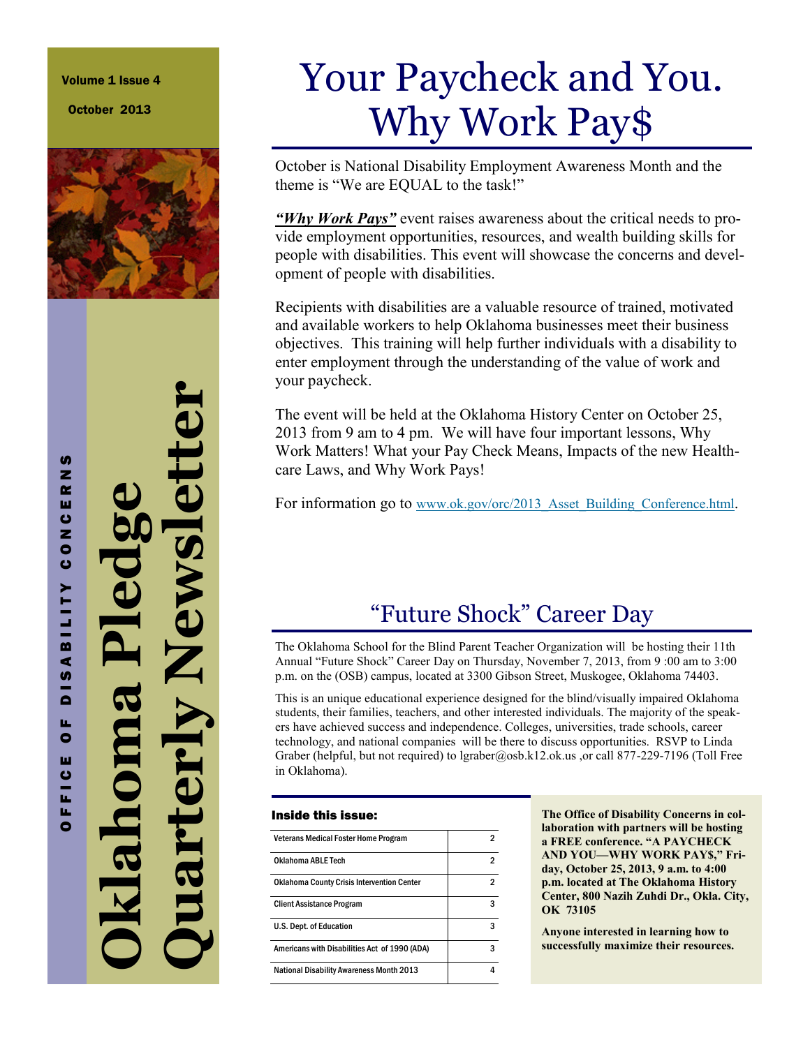Volume 1 Issue 4

October 2013

# Oklahoma Pledge Quarterly Newsletter

OFFICE OF DISABILITY CONCERNS

# Your Paycheck and You. Why Work Pay$

October is National Disability Employment Awareness Month and the theme is "We are EQUAL to the task!"

***"Why Work Pays"*** event raises awareness about the critical needs to provide employment opportunities, resources, and wealth building skills for people with disabilities. This event will showcase the concerns and development of people with disabilities.

Recipients with disabilities are a valuable resource of trained, motivated and available workers to help Oklahoma businesses meet their business objectives. This training will help further individuals with a disability to enter employment through the understanding of the value of work and your paycheck.

The event will be held at the Oklahoma History Center on October 25, 2013 from 9 am to 4 pm. We will have four important lessons, Why Work Matters! What your Pay Check Means, Impacts of the new Healthcare Laws, and Why Work Pays!

For information go to www.ok.gov/orc/2013_Asset_Building_Conference.html.

## "Future Shock" Career Day

The Oklahoma School for the Blind Parent Teacher Organization will be hosting their 11th Annual "Future Shock" Career Day on Thursday, November 7, 2013, from 9 :00 am to 3:00 p.m. on the (OSB) campus, located at 3300 Gibson Street, Muskogee, Oklahoma 74403.

This is an unique educational experience designed for the blind/visually impaired Oklahoma students, their families, teachers, and other interested individuals. The majority of the speakers have achieved success and independence. Colleges, universities, trade schools, career technology, and national companies will be there to discuss opportunities. RSVP to Linda Graber (helpful, but not required) to lgraber@osb.k12.ok.us ,or call 877-229-7196 (Toll Free in Oklahoma).

### Inside this issue:

| | |
|---|---|
| Veterans Medical Foster Home Program | 2 |
| Oklahoma ABLE Tech | 2 |
| Oklahoma County Crisis Intervention Center | 2 |
| Client Assistance Program | 3 |
| U.S. Dept. of Education | 3 |
| Americans with Disabilities Act of 1990 (ADA) | 3 |
| National Disability Awareness Month 2013 | 4 |

**The Office of Disability Concerns in collaboration with partners will be hosting a FREE conference. "A PAYCHECK AND YOU—WHY WORK PAY$," Friday, October 25, 2013, 9 a.m. to 4:00 p.m. located at The Oklahoma History Center, 800 Nazih Zuhdi Dr., Okla. City, OK 73105**

**Anyone interested in learning how to successfully maximize their resources.**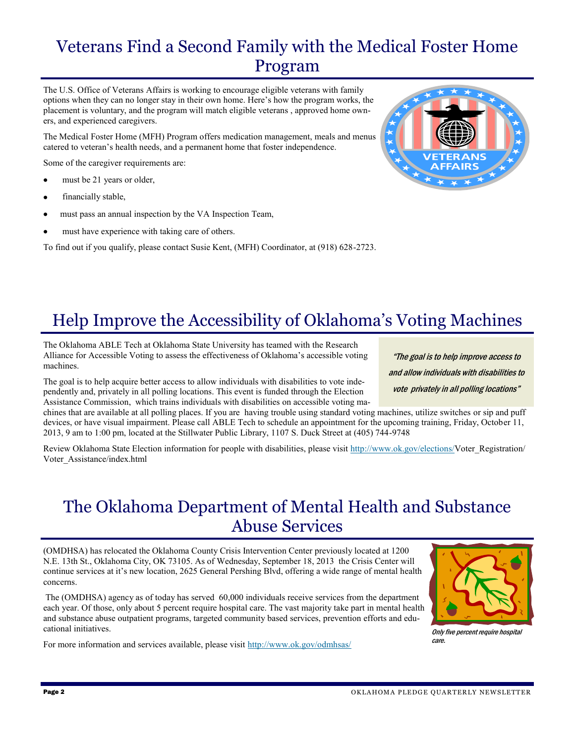# Veterans Find a Second Family with the Medical Foster Home Program

The U.S. Office of Veterans Affairs is working to encourage eligible veterans with family options when they can no longer stay in their own home. Here's how the program works, the placement is voluntary, and the program will match eligible veterans , approved home owners, and experienced caregivers.

The Medical Foster Home (MFH) Program offers medication management, meals and menus catered to veteran's health needs, and a permanent home that foster independence.

Some of the caregiver requirements are:

- must be 21 years or older,
- financially stable,
- must pass an annual inspection by the VA Inspection Team,
- must have experience with taking care of others.

To find out if you qualify, please contact Susie Kent, (MFH) Coordinator, at (918) 628-2723.

# Help Improve the Accessibility of Oklahoma's Voting Machines

The Oklahoma ABLE Tech at Oklahoma State University has teamed with the Research Alliance for Accessible Voting to assess the effectiveness of Oklahoma's accessible voting machines.

*"The goal is to help improve access to and allow individuals with disabilities to vote privately in all polling locations"*

The goal is to help acquire better access to allow individuals with disabilities to vote independently and, privately in all polling locations. This event is funded through the Election Assistance Commission, which trains individuals with disabilities on accessible voting machines that are available at all polling places. If you are having trouble using standard voting machines, utilize switches or sip and puff devices, or have visual impairment. Please call ABLE Tech to schedule an appointment for the upcoming training, Friday, October 11, 2013, 9 am to 1:00 pm, located at the Stillwater Public Library, 1107 S. Duck Street at (405) 744-9748

Review Oklahoma State Election information for people with disabilities, please visit http://www.ok.gov/elections/Voter_Registration/Voter_Assistance/index.html

# The Oklahoma Department of Mental Health and Substance Abuse Services

(OMDHSA) has relocated the Oklahoma County Crisis Intervention Center previously located at 1200 N.E. 13th St., Oklahoma City, OK 73105. As of Wednesday, September 18, 2013 the Crisis Center will continue services at it's new location, 2625 General Pershing Blvd, offering a wide range of mental health concerns.

The (OMDHSA) agency as of today has served 60,000 individuals receive services from the department each year. Of those, only about 5 percent require hospital care. The vast majority take part in mental health and substance abuse outpatient programs, targeted community based services, prevention efforts and educational initiatives.

*Only five percent require hospital care.*

For more information and services available, please visit http://www.ok.gov/odmhsas/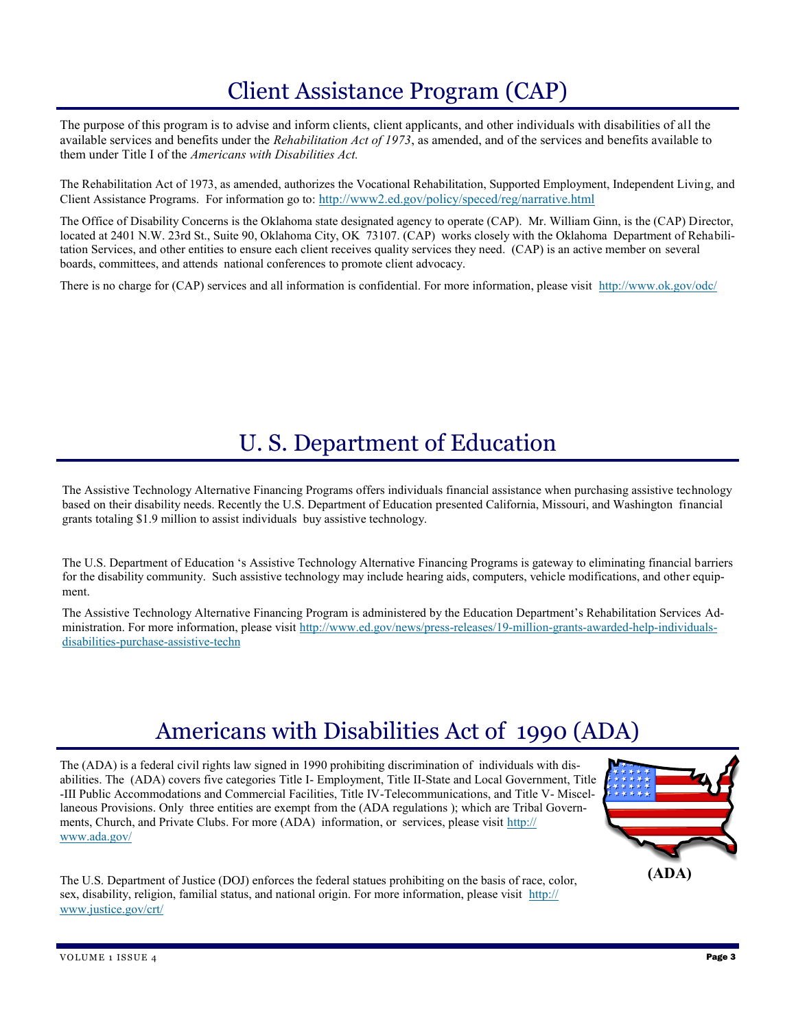# Client Assistance Program (CAP)

The purpose of this program is to advise and inform clients, client applicants, and other individuals with disabilities of all the available services and benefits under the *Rehabilitation Act of 1973*, as amended, and of the services and benefits available to them under Title I of the *Americans with Disabilities Act.*

The Rehabilitation Act of 1973, as amended, authorizes the Vocational Rehabilitation, Supported Employment, Independent Living, and Client Assistance Programs. For information go to: http://www2.ed.gov/policy/speced/reg/narrative.html

The Office of Disability Concerns is the Oklahoma state designated agency to operate (CAP). Mr. William Ginn, is the (CAP) Director, located at 2401 N.W. 23rd St., Suite 90, Oklahoma City, OK 73107. (CAP) works closely with the Oklahoma Department of Rehabilitation Services, and other entities to ensure each client receives quality services they need. (CAP) is an active member on several boards, committees, and attends national conferences to promote client advocacy.

There is no charge for (CAP) services and all information is confidential. For more information, please visit http://www.ok.gov/odc/

# U. S. Department of Education

The Assistive Technology Alternative Financing Programs offers individuals financial assistance when purchasing assistive technology based on their disability needs. Recently the U.S. Department of Education presented California, Missouri, and Washington financial grants totaling $1.9 million to assist individuals buy assistive technology.

The U.S. Department of Education 's Assistive Technology Alternative Financing Programs is gateway to eliminating financial barriers for the disability community. Such assistive technology may include hearing aids, computers, vehicle modifications, and other equipment.

The Assistive Technology Alternative Financing Program is administered by the Education Department's Rehabilitation Services Administration. For more information, please visit http://www.ed.gov/news/press-releases/19-million-grants-awarded-help-individuals-disabilities-purchase-assistive-techn

# Americans with Disabilities Act of 1990 (ADA)

The (ADA) is a federal civil rights law signed in 1990 prohibiting discrimination of individuals with disabilities. The (ADA) covers five categories Title I- Employment, Title II-State and Local Government, Title -III Public Accommodations and Commercial Facilities, Title IV-Telecommunications, and Title V- Miscellaneous Provisions. Only three entities are exempt from the (ADA regulations ); which are Tribal Governments, Church, and Private Clubs. For more (ADA) information, or services, please visit http://www.ada.gov/

**(ADA)**

The U.S. Department of Justice (DOJ) enforces the federal statues prohibiting on the basis of race, color, sex, disability, religion, familial status, and national origin. For more information, please visit http://www.justice.gov/crt/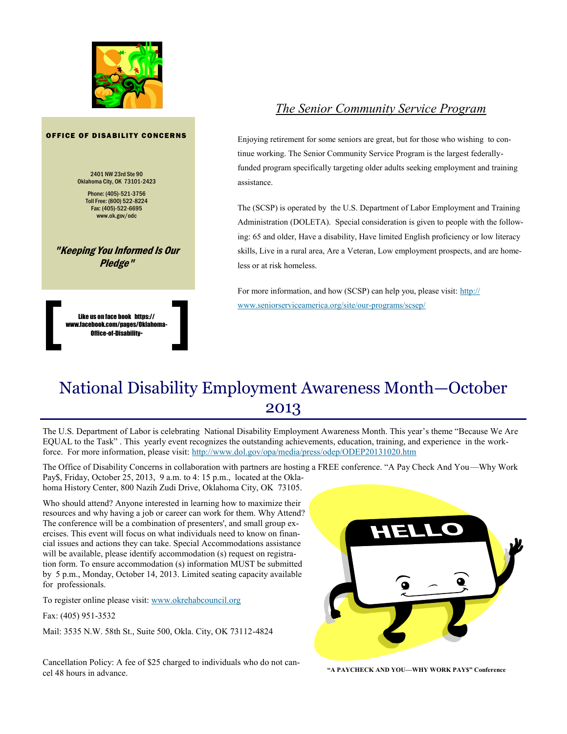**OFFICE OF DISABILITY CONCERNS**

2401 NW 23rd Ste 90
Oklahoma City, OK 73101-2423

Phone: (405)-521-3756
Toll Free: (800) 522-8224
Fax: (405)-522-6695
www.ok.gov/odc

***"Keeping You Informed Is Our Pledge"***

Like us on face book https://www.facebook.com/pages/Oklahoma-Office-of-Disability-

## *The Senior Community Service Program*

Enjoying retirement for some seniors are great, but for those who wishing to continue working. The Senior Community Service Program is the largest federally-funded program specifically targeting older adults seeking employment and training assistance.

The (SCSP) is operated by the U.S. Department of Labor Employment and Training Administration (DOLETA). Special consideration is given to people with the following: 65 and older, Have a disability, Have limited English proficiency or low literacy skills, Live in a rural area, Are a Veteran, Low employment prospects, and are homeless or at risk homeless.

For more information, and how (SCSP) can help you, please visit: http://www.seniorserviceamerica.org/site/our-programs/scsep/

# National Disability Employment Awareness Month—October 2013

The U.S. Department of Labor is celebrating National Disability Employment Awareness Month. This year's theme "Because We Are EQUAL to the Task" . This yearly event recognizes the outstanding achievements, education, training, and experience in the workforce. For more information, please visit: http://www.dol.gov/opa/media/press/odep/ODEP20131020.htm

The Office of Disability Concerns in collaboration with partners are hosting a FREE conference. "A Pay Check And You—Why Work Pay$, Friday, October 25, 2013, 9 a.m. to 4: 15 p.m., located at the Oklahoma History Center, 800 Nazih Zudi Drive, Oklahoma City, OK 73105.

Who should attend? Anyone interested in learning how to maximize their resources and why having a job or career can work for them. Why Attend? The conference will be a combination of presenters', and small group exercises. This event will focus on what individuals need to know on financial issues and actions they can take. Special Accommodations assistance will be available, please identify accommodation (s) request on registration form. To ensure accommodation (s) information MUST be submitted by 5 p.m., Monday, October 14, 2013. Limited seating capacity available for professionals.

To register online please visit: www.okrehabcouncil.org

Fax: (405) 951-3532

Mail: 3535 N.W. 58th St., Suite 500, Okla. City, OK 73112-4824

Cancellation Policy: A fee of $25 charged to individuals who do not cancel 48 hours in advance.

**"A PAYCHECK AND YOU—WHY WORK PAY$" Conference**